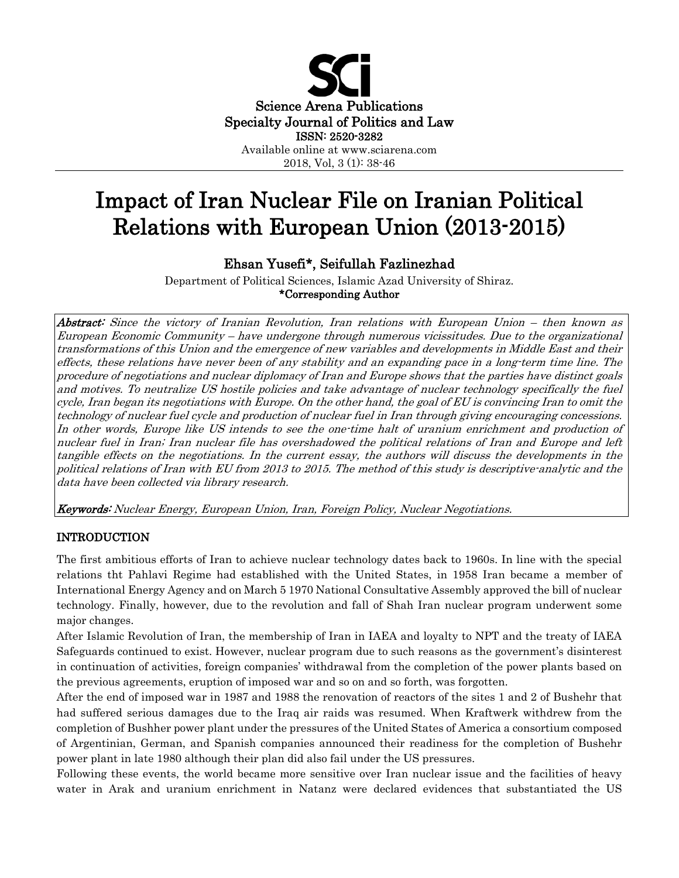Science Arena Publications
Specialty Journal of Politics and Law
ISSN: 2520-3282
Available online at www.sciarena.com
2018, Vol, 3 (1): 38-46

# Impact of Iran Nuclear File on Iranian Political Relations with European Union (2013-2015)

**Ehsan Yusefi\*, Seifullah Fazlinezhad**

Department of Political Sciences, Islamic Azad University of Shiraz.
**\*Corresponding Author**

***Abstract:*** *Since the victory of Iranian Revolution, Iran relations with European Union – then known as European Economic Community – have undergone through numerous vicissitudes. Due to the organizational transformations of this Union and the emergence of new variables and developments in Middle East and their effects, these relations have never been of any stability and an expanding pace in a long-term time line. The procedure of negotiations and nuclear diplomacy of Iran and Europe shows that the parties have distinct goals and motives. To neutralize US hostile policies and take advantage of nuclear technology specifically the fuel cycle, Iran began its negotiations with Europe. On the other hand, the goal of EU is convincing Iran to omit the technology of nuclear fuel cycle and production of nuclear fuel in Iran through giving encouraging concessions. In other words, Europe like US intends to see the one-time halt of uranium enrichment and production of nuclear fuel in Iran; Iran nuclear file has overshadowed the political relations of Iran and Europe and left tangible effects on the negotiations. In the current essay, the authors will discuss the developments in the political relations of Iran with EU from 2013 to 2015. The method of this study is descriptive-analytic and the data have been collected via library research.*

***Keywords:*** *Nuclear Energy, European Union, Iran, Foreign Policy, Nuclear Negotiations.*

## INTRODUCTION

The first ambitious efforts of Iran to achieve nuclear technology dates back to 1960s. In line with the special relations tht Pahlavi Regime had established with the United States, in 1958 Iran became a member of International Energy Agency and on March 5 1970 National Consultative Assembly approved the bill of nuclear technology. Finally, however, due to the revolution and fall of Shah Iran nuclear program underwent some major changes.

After Islamic Revolution of Iran, the membership of Iran in IAEA and loyalty to NPT and the treaty of IAEA Safeguards continued to exist. However, nuclear program due to such reasons as the government's disinterest in continuation of activities, foreign companies' withdrawal from the completion of the power plants based on the previous agreements, eruption of imposed war and so on and so forth, was forgotten.

After the end of imposed war in 1987 and 1988 the renovation of reactors of the sites 1 and 2 of Bushehr that had suffered serious damages due to the Iraq air raids was resumed. When Kraftwerk withdrew from the completion of Bushher power plant under the pressures of the United States of America a consortium composed of Argentinian, German, and Spanish companies announced their readiness for the completion of Bushehr power plant in late 1980 although their plan did also fail under the US pressures.

Following these events, the world became more sensitive over Iran nuclear issue and the facilities of heavy water in Arak and uranium enrichment in Natanz were declared evidences that substantiated the US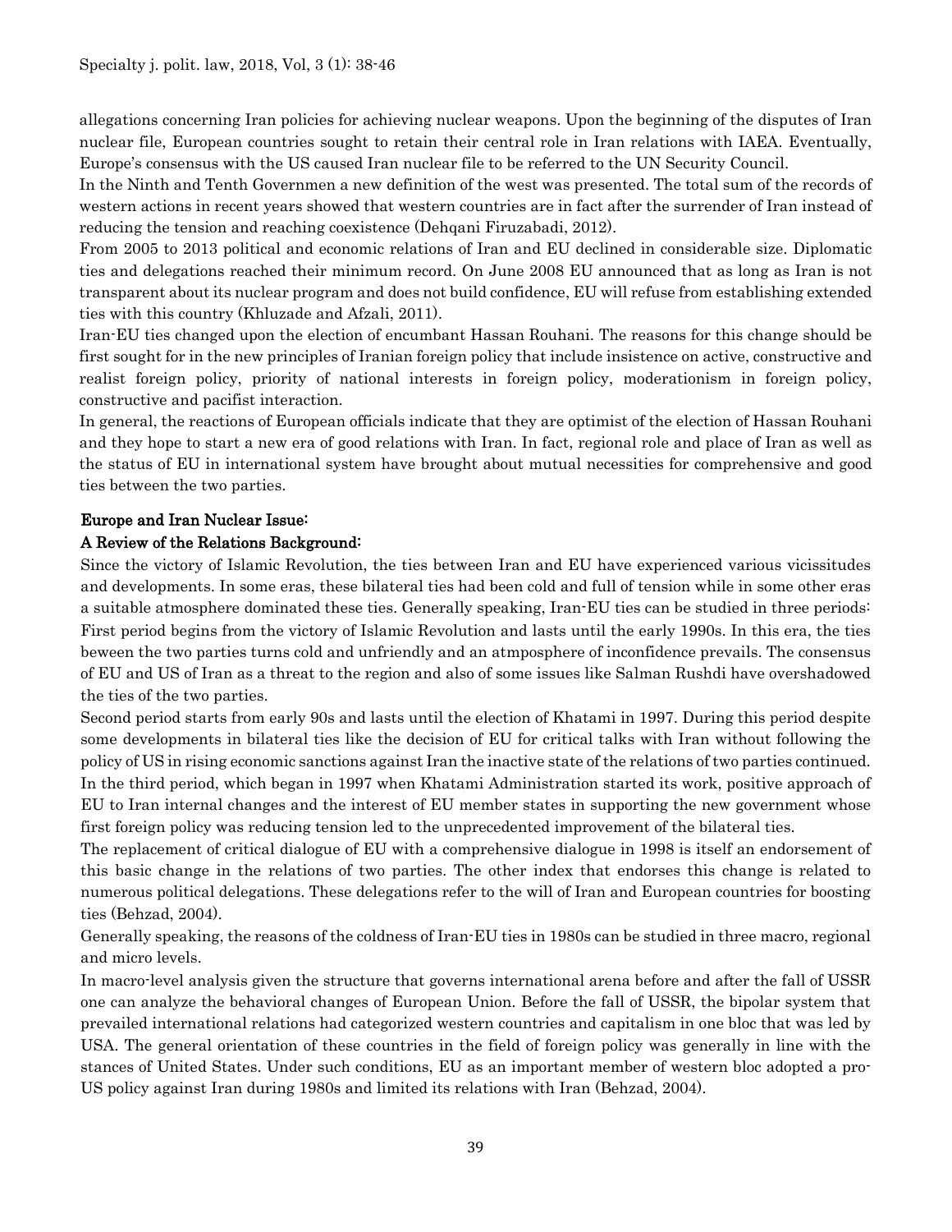allegations concerning Iran policies for achieving nuclear weapons. Upon the beginning of the disputes of Iran nuclear file, European countries sought to retain their central role in Iran relations with IAEA. Eventually, Europe's consensus with the US caused Iran nuclear file to be referred to the UN Security Council.

In the Ninth and Tenth Governmen a new definition of the west was presented. The total sum of the records of western actions in recent years showed that western countries are in fact after the surrender of Iran instead of reducing the tension and reaching coexistence (Dehqani Firuzabadi, 2012).

From 2005 to 2013 political and economic relations of Iran and EU declined in considerable size. Diplomatic ties and delegations reached their minimum record. On June 2008 EU announced that as long as Iran is not transparent about its nuclear program and does not build confidence, EU will refuse from establishing extended ties with this country (Khluzade and Afzali, 2011).

Iran-EU ties changed upon the election of encumbant Hassan Rouhani. The reasons for this change should be first sought for in the new principles of Iranian foreign policy that include insistence on active, constructive and realist foreign policy, priority of national interests in foreign policy, moderationism in foreign policy, constructive and pacifist interaction.

In general, the reactions of European officials indicate that they are optimist of the election of Hassan Rouhani and they hope to start a new era of good relations with Iran. In fact, regional role and place of Iran as well as the status of EU in international system have brought about mutual necessities for comprehensive and good ties between the two parties.

## Europe and Iran Nuclear Issue:

### A Review of the Relations Background:

Since the victory of Islamic Revolution, the ties between Iran and EU have experienced various vicissitudes and developments. In some eras, these bilateral ties had been cold and full of tension while in some other eras a suitable atmosphere dominated these ties. Generally speaking, Iran-EU ties can be studied in three periods:

First period begins from the victory of Islamic Revolution and lasts until the early 1990s. In this era, the ties beween the two parties turns cold and unfriendly and an atmposphere of inconfidence prevails. The consensus of EU and US of Iran as a threat to the region and also of some issues like Salman Rushdi have overshadowed the ties of the two parties.

Second period starts from early 90s and lasts until the election of Khatami in 1997. During this period despite some developments in bilateral ties like the decision of EU for critical talks with Iran without following the policy of US in rising economic sanctions against Iran the inactive state of the relations of two parties continued.

In the third period, which began in 1997 when Khatami Administration started its work, positive approach of EU to Iran internal changes and the interest of EU member states in supporting the new government whose first foreign policy was reducing tension led to the unprecedented improvement of the bilateral ties.

The replacement of critical dialogue of EU with a comprehensive dialogue in 1998 is itself an endorsement of this basic change in the relations of two parties. The other index that endorses this change is related to numerous political delegations. These delegations refer to the will of Iran and European countries for boosting ties (Behzad, 2004).

Generally speaking, the reasons of the coldness of Iran-EU ties in 1980s can be studied in three macro, regional and micro levels.

In macro-level analysis given the structure that governs international arena before and after the fall of USSR one can analyze the behavioral changes of European Union. Before the fall of USSR, the bipolar system that prevailed international relations had categorized western countries and capitalism in one bloc that was led by USA. The general orientation of these countries in the field of foreign policy was generally in line with the stances of United States. Under such conditions, EU as an important member of western bloc adopted a pro-US policy against Iran during 1980s and limited its relations with Iran (Behzad, 2004).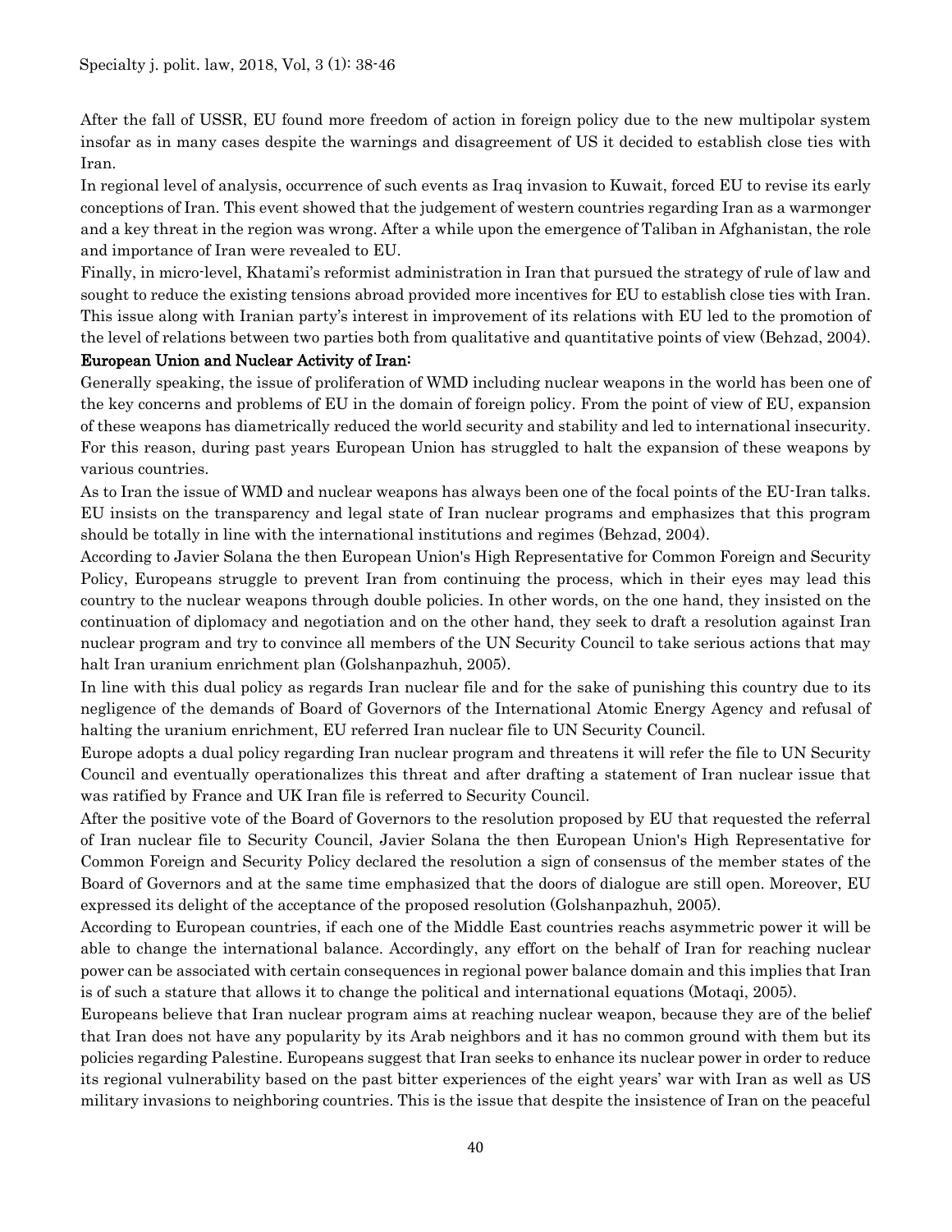After the fall of USSR, EU found more freedom of action in foreign policy due to the new multipolar system insofar as in many cases despite the warnings and disagreement of US it decided to establish close ties with Iran.

In regional level of analysis, occurrence of such events as Iraq invasion to Kuwait, forced EU to revise its early conceptions of Iran. This event showed that the judgement of western countries regarding Iran as a warmonger and a key threat in the region was wrong. After a while upon the emergence of Taliban in Afghanistan, the role and importance of Iran were revealed to EU.

Finally, in micro-level, Khatami's reformist administration in Iran that pursued the strategy of rule of law and sought to reduce the existing tensions abroad provided more incentives for EU to establish close ties with Iran. This issue along with Iranian party's interest in improvement of its relations with EU led to the promotion of the level of relations between two parties both from qualitative and quantitative points of view (Behzad, 2004).

## European Union and Nuclear Activity of Iran:

Generally speaking, the issue of proliferation of WMD including nuclear weapons in the world has been one of the key concerns and problems of EU in the domain of foreign policy. From the point of view of EU, expansion of these weapons has diametrically reduced the world security and stability and led to international insecurity. For this reason, during past years European Union has struggled to halt the expansion of these weapons by various countries.

As to Iran the issue of WMD and nuclear weapons has always been one of the focal points of the EU-Iran talks. EU insists on the transparency and legal state of Iran nuclear programs and emphasizes that this program should be totally in line with the international institutions and regimes (Behzad, 2004).

According to Javier Solana the then European Union's High Representative for Common Foreign and Security Policy, Europeans struggle to prevent Iran from continuing the process, which in their eyes may lead this country to the nuclear weapons through double policies. In other words, on the one hand, they insisted on the continuation of diplomacy and negotiation and on the other hand, they seek to draft a resolution against Iran nuclear program and try to convince all members of the UN Security Council to take serious actions that may halt Iran uranium enrichment plan (Golshanpazhuh, 2005).

In line with this dual policy as regards Iran nuclear file and for the sake of punishing this country due to its negligence of the demands of Board of Governors of the International Atomic Energy Agency and refusal of halting the uranium enrichment, EU referred Iran nuclear file to UN Security Council.

Europe adopts a dual policy regarding Iran nuclear program and threatens it will refer the file to UN Security Council and eventually operationalizes this threat and after drafting a statement of Iran nuclear issue that was ratified by France and UK Iran file is referred to Security Council.

After the positive vote of the Board of Governors to the resolution proposed by EU that requested the referral of Iran nuclear file to Security Council, Javier Solana the then European Union's High Representative for Common Foreign and Security Policy declared the resolution a sign of consensus of the member states of the Board of Governors and at the same time emphasized that the doors of dialogue are still open. Moreover, EU expressed its delight of the acceptance of the proposed resolution (Golshanpazhuh, 2005).

According to European countries, if each one of the Middle East countries reachs asymmetric power it will be able to change the international balance. Accordingly, any effort on the behalf of Iran for reaching nuclear power can be associated with certain consequences in regional power balance domain and this implies that Iran is of such a stature that allows it to change the political and international equations (Motaqi, 2005).

Europeans believe that Iran nuclear program aims at reaching nuclear weapon, because they are of the belief that Iran does not have any popularity by its Arab neighbors and it has no common ground with them but its policies regarding Palestine. Europeans suggest that Iran seeks to enhance its nuclear power in order to reduce its regional vulnerability based on the past bitter experiences of the eight years' war with Iran as well as US military invasions to neighboring countries. This is the issue that despite the insistence of Iran on the peaceful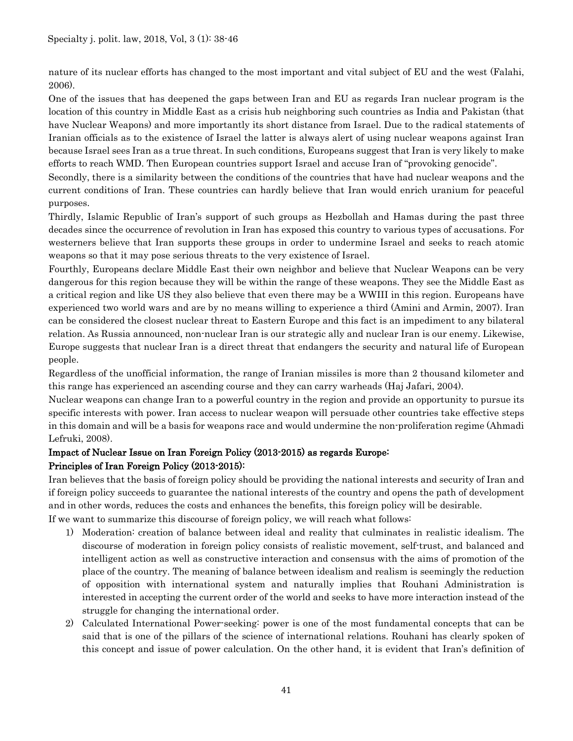nature of its nuclear efforts has changed to the most important and vital subject of EU and the west (Falahi, 2006).

One of the issues that has deepened the gaps between Iran and EU as regards Iran nuclear program is the location of this country in Middle East as a crisis hub neighboring such countries as India and Pakistan (that have Nuclear Weapons) and more importantly its short distance from Israel. Due to the radical statements of Iranian officials as to the existence of Israel the latter is always alert of using nuclear weapons against Iran because Israel sees Iran as a true threat. In such conditions, Europeans suggest that Iran is very likely to make efforts to reach WMD. Then European countries support Israel and accuse Iran of "provoking genocide".

Secondly, there is a similarity between the conditions of the countries that have had nuclear weapons and the current conditions of Iran. These countries can hardly believe that Iran would enrich uranium for peaceful purposes.

Thirdly, Islamic Republic of Iran's support of such groups as Hezbollah and Hamas during the past three decades since the occurrence of revolution in Iran has exposed this country to various types of accusations. For westerners believe that Iran supports these groups in order to undermine Israel and seeks to reach atomic weapons so that it may pose serious threats to the very existence of Israel.

Fourthly, Europeans declare Middle East their own neighbor and believe that Nuclear Weapons can be very dangerous for this region because they will be within the range of these weapons. They see the Middle East as a critical region and like US they also believe that even there may be a WWIII in this region. Europeans have experienced two world wars and are by no means willing to experience a third (Amini and Armin, 2007). Iran can be considered the closest nuclear threat to Eastern Europe and this fact is an impediment to any bilateral relation. As Russia announced, non-nuclear Iran is our strategic ally and nuclear Iran is our enemy. Likewise, Europe suggests that nuclear Iran is a direct threat that endangers the security and natural life of European people.

Regardless of the unofficial information, the range of Iranian missiles is more than 2 thousand kilometer and this range has experienced an ascending course and they can carry warheads (Haj Jafari, 2004).

Nuclear weapons can change Iran to a powerful country in the region and provide an opportunity to pursue its specific interests with power. Iran access to nuclear weapon will persuade other countries take effective steps in this domain and will be a basis for weapons race and would undermine the non-proliferation regime (Ahmadi Lefruki, 2008).

## Impact of Nuclear Issue on Iran Foreign Policy (2013-2015) as regards Europe:

### Principles of Iran Foreign Policy (2013-2015):

Iran believes that the basis of foreign policy should be providing the national interests and security of Iran and if foreign policy succeeds to guarantee the national interests of the country and opens the path of development and in other words, reduces the costs and enhances the benefits, this foreign policy will be desirable.

If we want to summarize this discourse of foreign policy, we will reach what follows:

1) Moderation: creation of balance between ideal and reality that culminates in realistic idealism. The discourse of moderation in foreign policy consists of realistic movement, self-trust, and balanced and intelligent action as well as constructive interaction and consensus with the aims of promotion of the place of the country. The meaning of balance between idealism and realism is seemingly the reduction of opposition with international system and naturally implies that Rouhani Administration is interested in accepting the current order of the world and seeks to have more interaction instead of the struggle for changing the international order.
2) Calculated International Power-seeking: power is one of the most fundamental concepts that can be said that is one of the pillars of the science of international relations. Rouhani has clearly spoken of this concept and issue of power calculation. On the other hand, it is evident that Iran's definition of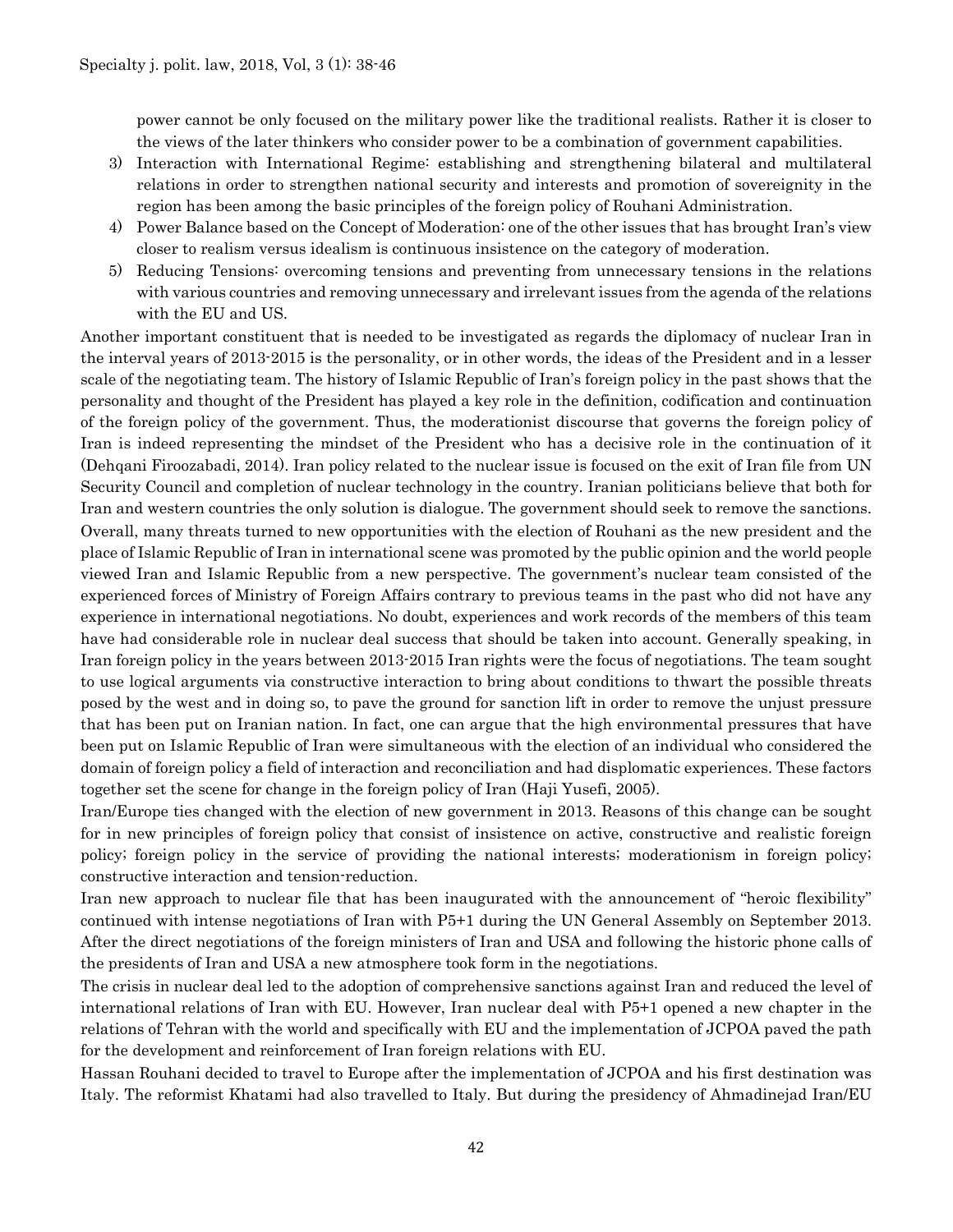power cannot be only focused on the military power like the traditional realists. Rather it is closer to the views of the later thinkers who consider power to be a combination of government capabilities.

3) Interaction with International Regime: establishing and strengthening bilateral and multilateral relations in order to strengthen national security and interests and promotion of sovereignity in the region has been among the basic principles of the foreign policy of Rouhani Administration.
4) Power Balance based on the Concept of Moderation: one of the other issues that has brought Iran's view closer to realism versus idealism is continuous insistence on the category of moderation.
5) Reducing Tensions: overcoming tensions and preventing from unnecessary tensions in the relations with various countries and removing unnecessary and irrelevant issues from the agenda of the relations with the EU and US.

Another important constituent that is needed to be investigated as regards the diplomacy of nuclear Iran in the interval years of 2013-2015 is the personality, or in other words, the ideas of the President and in a lesser scale of the negotiating team. The history of Islamic Republic of Iran's foreign policy in the past shows that the personality and thought of the President has played a key role in the definition, codification and continuation of the foreign policy of the government. Thus, the moderationist discourse that governs the foreign policy of Iran is indeed representing the mindset of the President who has a decisive role in the continuation of it (Dehqani Firoozabadi, 2014). Iran policy related to the nuclear issue is focused on the exit of Iran file from UN Security Council and completion of nuclear technology in the country. Iranian politicians believe that both for Iran and western countries the only solution is dialogue. The government should seek to remove the sanctions. Overall, many threats turned to new opportunities with the election of Rouhani as the new president and the place of Islamic Republic of Iran in international scene was promoted by the public opinion and the world people viewed Iran and Islamic Republic from a new perspective. The government's nuclear team consisted of the experienced forces of Ministry of Foreign Affairs contrary to previous teams in the past who did not have any experience in international negotiations. No doubt, experiences and work records of the members of this team have had considerable role in nuclear deal success that should be taken into account. Generally speaking, in Iran foreign policy in the years between 2013-2015 Iran rights were the focus of negotiations. The team sought to use logical arguments via constructive interaction to bring about conditions to thwart the possible threats posed by the west and in doing so, to pave the ground for sanction lift in order to remove the unjust pressure that has been put on Iranian nation. In fact, one can argue that the high environmental pressures that have been put on Islamic Republic of Iran were simultaneous with the election of an individual who considered the domain of foreign policy a field of interaction and reconciliation and had displomatic experiences. These factors together set the scene for change in the foreign policy of Iran (Haji Yusefi, 2005).

Iran/Europe ties changed with the election of new government in 2013. Reasons of this change can be sought for in new principles of foreign policy that consist of insistence on active, constructive and realistic foreign policy; foreign policy in the service of providing the national interests; moderationism in foreign policy; constructive interaction and tension-reduction.

Iran new approach to nuclear file that has been inaugurated with the announcement of "heroic flexibility" continued with intense negotiations of Iran with P5+1 during the UN General Assembly on September 2013. After the direct negotiations of the foreign ministers of Iran and USA and following the historic phone calls of the presidents of Iran and USA a new atmosphere took form in the negotiations.

The crisis in nuclear deal led to the adoption of comprehensive sanctions against Iran and reduced the level of international relations of Iran with EU. However, Iran nuclear deal with P5+1 opened a new chapter in the relations of Tehran with the world and specifically with EU and the implementation of JCPOA paved the path for the development and reinforcement of Iran foreign relations with EU.

Hassan Rouhani decided to travel to Europe after the implementation of JCPOA and his first destination was Italy. The reformist Khatami had also travelled to Italy. But during the presidency of Ahmadinejad Iran/EU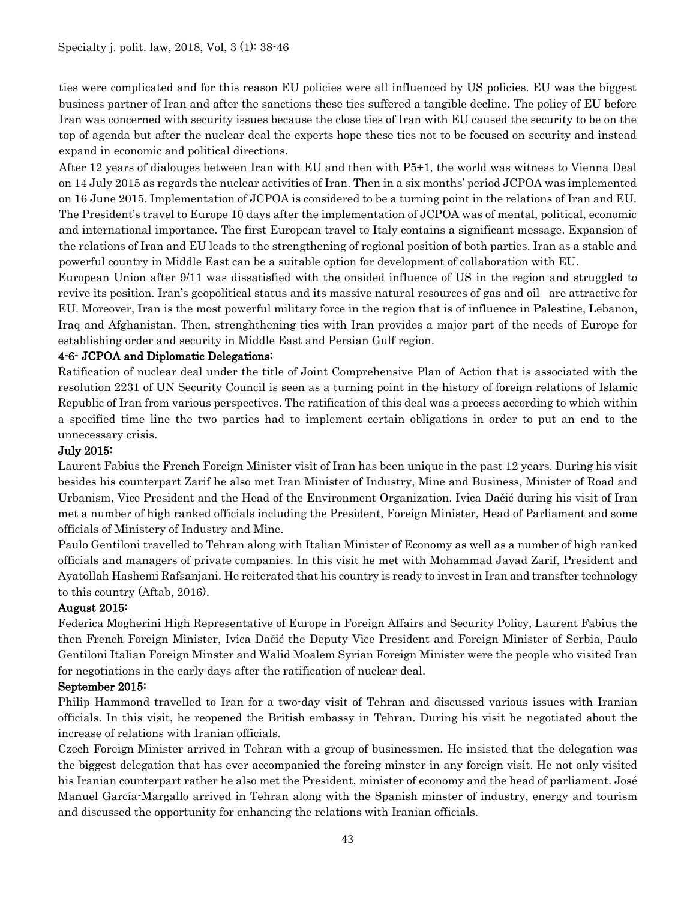ties were complicated and for this reason EU policies were all influenced by US policies. EU was the biggest business partner of Iran and after the sanctions these ties suffered a tangible decline. The policy of EU before Iran was concerned with security issues because the close ties of Iran with EU caused the security to be on the top of agenda but after the nuclear deal the experts hope these ties not to be focused on security and instead expand in economic and political directions.

After 12 years of dialouges between Iran with EU and then with P5+1, the world was witness to Vienna Deal on 14 July 2015 as regards the nuclear activities of Iran. Then in a six months' period JCPOA was implemented on 16 June 2015. Implementation of JCPOA is considered to be a turning point in the relations of Iran and EU. The President's travel to Europe 10 days after the implementation of JCPOA was of mental, political, economic and international importance. The first European travel to Italy contains a significant message. Expansion of the relations of Iran and EU leads to the strengthening of regional position of both parties. Iran as a stable and powerful country in Middle East can be a suitable option for development of collaboration with EU.

European Union after 9/11 was dissatisfied with the onsided influence of US in the region and struggled to revive its position. Iran's geopolitical status and its massive natural resources of gas and oil are attractive for EU. Moreover, Iran is the most powerful military force in the region that is of influence in Palestine, Lebanon, Iraq and Afghanistan. Then, strenghthening ties with Iran provides a major part of the needs of Europe for establishing order and security in Middle East and Persian Gulf region.

### 4-6- JCPOA and Diplomatic Delegations:

Ratification of nuclear deal under the title of Joint Comprehensive Plan of Action that is associated with the resolution 2231 of UN Security Council is seen as a turning point in the history of foreign relations of Islamic Republic of Iran from various perspectives. The ratification of this deal was a process according to which within a specified time line the two parties had to implement certain obligations in order to put an end to the unnecessary crisis.

#### July 2015:

Laurent Fabius the French Foreign Minister visit of Iran has been unique in the past 12 years. During his visit besides his counterpart Zarif he also met Iran Minister of Industry, Mine and Business, Minister of Road and Urbanism, Vice President and the Head of the Environment Organization. Ivica Dačić during his visit of Iran met a number of high ranked officials including the President, Foreign Minister, Head of Parliament and some officials of Ministery of Industry and Mine.

Paulo Gentiloni travelled to Tehran along with Italian Minister of Economy as well as a number of high ranked officials and managers of private companies. In this visit he met with Mohammad Javad Zarif, President and Ayatollah Hashemi Rafsanjani. He reiterated that his country is ready to invest in Iran and transfter technology to this country (Aftab, 2016).

#### August 2015:

Federica Mogherini High Representative of Europe in Foreign Affairs and Security Policy, Laurent Fabius the then French Foreign Minister, Ivica Dačić the Deputy Vice President and Foreign Minister of Serbia, Paulo Gentiloni Italian Foreign Minster and Walid Moalem Syrian Foreign Minister were the people who visited Iran for negotiations in the early days after the ratification of nuclear deal.

#### September 2015:

Philip Hammond travelled to Iran for a two-day visit of Tehran and discussed various issues with Iranian officials. In this visit, he reopened the British embassy in Tehran. During his visit he negotiated about the increase of relations with Iranian officials.

Czech Foreign Minister arrived in Tehran with a group of businessmen. He insisted that the delegation was the biggest delegation that has ever accompanied the foreing minster in any foreign visit. He not only visited his Iranian counterpart rather he also met the President, minister of economy and the head of parliament. José Manuel García-Margallo arrived in Tehran along with the Spanish minster of industry, energy and tourism and discussed the opportunity for enhancing the relations with Iranian officials.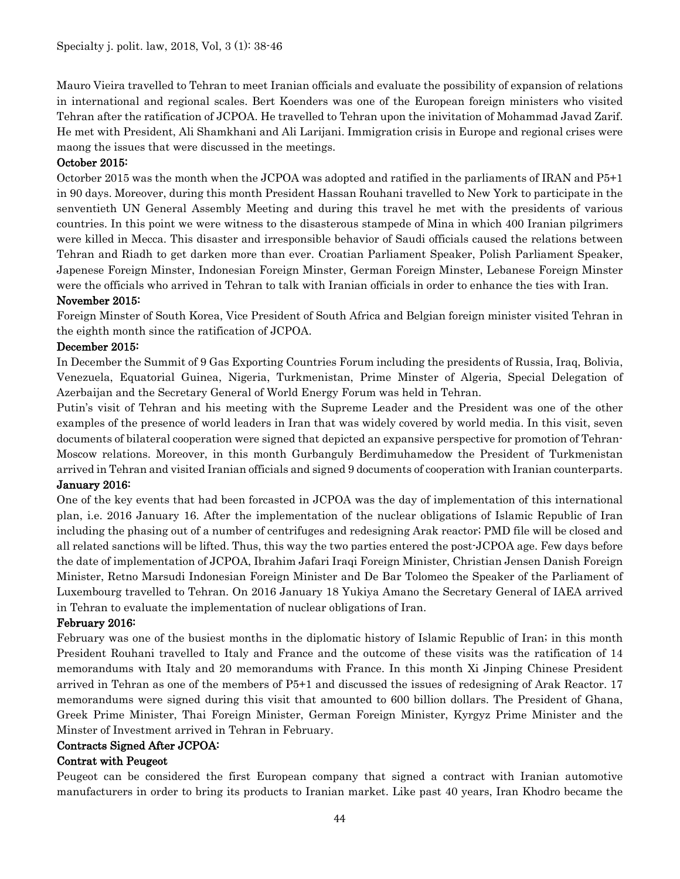Mauro Vieira travelled to Tehran to meet Iranian officials and evaluate the possibility of expansion of relations in international and regional scales. Bert Koenders was one of the European foreign ministers who visited Tehran after the ratification of JCPOA. He travelled to Tehran upon the inivitation of Mohammad Javad Zarif. He met with President, Ali Shamkhani and Ali Larijani. Immigration crisis in Europe and regional crises were maong the issues that were discussed in the meetings.

**October 2015:**

Octorber 2015 was the month when the JCPOA was adopted and ratified in the parliaments of IRAN and P5+1 in 90 days. Moreover, during this month President Hassan Rouhani travelled to New York to participate in the senventieth UN General Assembly Meeting and during this travel he met with the presidents of various countries. In this point we were witness to the disasterous stampede of Mina in which 400 Iranian pilgrimers were killed in Mecca. This disaster and irresponsible behavior of Saudi officials caused the relations between Tehran and Riadh to get darken more than ever. Croatian Parliament Speaker, Polish Parliament Speaker, Japenese Foreign Minster, Indonesian Foreign Minster, German Foreign Minster, Lebanese Foreign Minster were the officials who arrived in Tehran to talk with Iranian officials in order to enhance the ties with Iran.

**November 2015:**

Foreign Minster of South Korea, Vice President of South Africa and Belgian foreign minister visited Tehran in the eighth month since the ratification of JCPOA.

**December 2015:**

In December the Summit of 9 Gas Exporting Countries Forum including the presidents of Russia, Iraq, Bolivia, Venezuela, Equatorial Guinea, Nigeria, Turkmenistan, Prime Minster of Algeria, Special Delegation of Azerbaijan and the Secretary General of World Energy Forum was held in Tehran.

Putin's visit of Tehran and his meeting with the Supreme Leader and the President was one of the other examples of the presence of world leaders in Iran that was widely covered by world media. In this visit, seven documents of bilateral cooperation were signed that depicted an expansive perspective for promotion of Tehran-Moscow relations. Moreover, in this month Gurbanguly Berdimuhamedow the President of Turkmenistan arrived in Tehran and visited Iranian officials and signed 9 documents of cooperation with Iranian counterparts.

**January 2016:**

One of the key events that had been forcasted in JCPOA was the day of implementation of this international plan, i.e. 2016 January 16. After the implementation of the nuclear obligations of Islamic Republic of Iran including the phasing out of a number of centrifuges and redesigning Arak reactor; PMD file will be closed and all related sanctions will be lifted. Thus, this way the two parties entered the post-JCPOA age. Few days before the date of implementation of JCPOA, Ibrahim Jafari Iraqi Foreign Minister, Christian Jensen Danish Foreign Minister, Retno Marsudi Indonesian Foreign Minister and De Bar Tolomeo the Speaker of the Parliament of Luxembourg travelled to Tehran. On 2016 January 18 Yukiya Amano the Secretary General of IAEA arrived in Tehran to evaluate the implementation of nuclear obligations of Iran.

**February 2016:**

February was one of the busiest months in the diplomatic history of Islamic Republic of Iran; in this month President Rouhani travelled to Italy and France and the outcome of these visits was the ratification of 14 memorandums with Italy and 20 memorandums with France. In this month Xi Jinping Chinese President arrived in Tehran as one of the members of P5+1 and discussed the issues of redesigning of Arak Reactor. 17 memorandums were signed during this visit that amounted to 600 billion dollars. The President of Ghana, Greek Prime Minister, Thai Foreign Minister, German Foreign Minister, Kyrgyz Prime Minister and the Minster of Investment arrived in Tehran in February.

**Contracts Signed After JCPOA:**

**Contrat with Peugeot**

Peugeot can be considered the first European company that signed a contract with Iranian automotive manufacturers in order to bring its products to Iranian market. Like past 40 years, Iran Khodro became the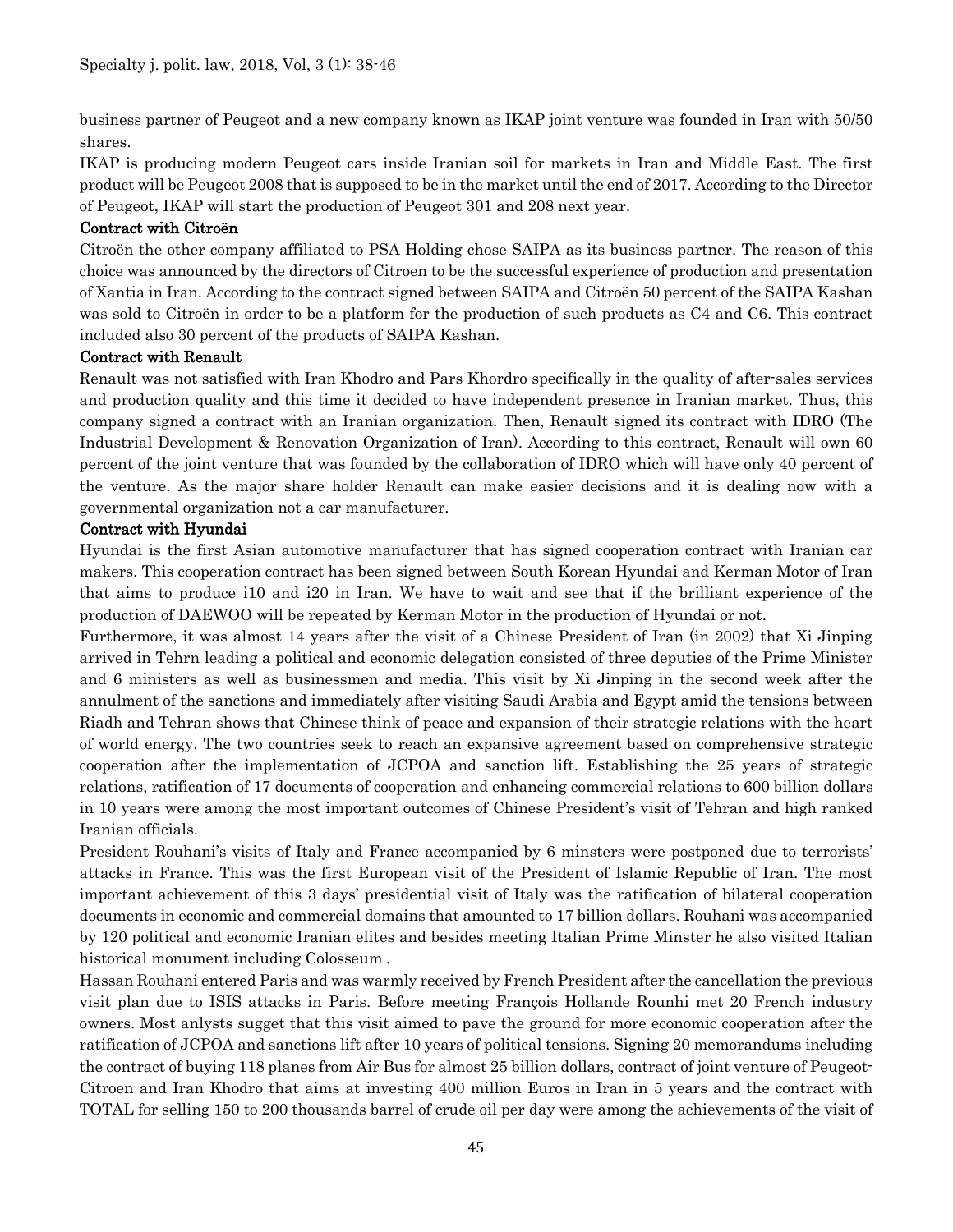business partner of Peugeot and a new company known as IKAP joint venture was founded in Iran with 50/50 shares.

IKAP is producing modern Peugeot cars inside Iranian soil for markets in Iran and Middle East. The first product will be Peugeot 2008 that is supposed to be in the market until the end of 2017. According to the Director of Peugeot, IKAP will start the production of Peugeot 301 and 208 next year.

### Contract with Citroën

Citroën the other company affiliated to PSA Holding chose SAIPA as its business partner. The reason of this choice was announced by the directors of Citroen to be the successful experience of production and presentation of Xantia in Iran. According to the contract signed between SAIPA and Citroën 50 percent of the SAIPA Kashan was sold to Citroën in order to be a platform for the production of such products as C4 and C6. This contract included also 30 percent of the products of SAIPA Kashan.

### Contract with Renault

Renault was not satisfied with Iran Khodro and Pars Khordro specifically in the quality of after-sales services and production quality and this time it decided to have independent presence in Iranian market. Thus, this company signed a contract with an Iranian organization. Then, Renault signed its contract with IDRO (The Industrial Development & Renovation Organization of Iran). According to this contract, Renault will own 60 percent of the joint venture that was founded by the collaboration of IDRO which will have only 40 percent of the venture. As the major share holder Renault can make easier decisions and it is dealing now with a governmental organization not a car manufacturer.

### Contract with Hyundai

Hyundai is the first Asian automotive manufacturer that has signed cooperation contract with Iranian car makers. This cooperation contract has been signed between South Korean Hyundai and Kerman Motor of Iran that aims to produce i10 and i20 in Iran. We have to wait and see that if the brilliant experience of the production of DAEWOO will be repeated by Kerman Motor in the production of Hyundai or not.

Furthermore, it was almost 14 years after the visit of a Chinese President of Iran (in 2002) that Xi Jinping arrived in Tehrn leading a political and economic delegation consisted of three deputies of the Prime Minister and 6 ministers as well as businessmen and media. This visit by Xi Jinping in the second week after the annulment of the sanctions and immediately after visiting Saudi Arabia and Egypt amid the tensions between Riadh and Tehran shows that Chinese think of peace and expansion of their strategic relations with the heart of world energy. The two countries seek to reach an expansive agreement based on comprehensive strategic cooperation after the implementation of JCPOA and sanction lift. Establishing the 25 years of strategic relations, ratification of 17 documents of cooperation and enhancing commercial relations to 600 billion dollars in 10 years were among the most important outcomes of Chinese President's visit of Tehran and high ranked Iranian officials.

President Rouhani's visits of Italy and France accompanied by 6 minsters were postponed due to terrorists' attacks in France. This was the first European visit of the President of Islamic Republic of Iran. The most important achievement of this 3 days' presidential visit of Italy was the ratification of bilateral cooperation documents in economic and commercial domains that amounted to 17 billion dollars. Rouhani was accompanied by 120 political and economic Iranian elites and besides meeting Italian Prime Minster he also visited Italian historical monument including Colosseum .

Hassan Rouhani entered Paris and was warmly received by French President after the cancellation the previous visit plan due to ISIS attacks in Paris. Before meeting François Hollande Rounhi met 20 French industry owners. Most anlysts sugget that this visit aimed to pave the ground for more economic cooperation after the ratification of JCPOA and sanctions lift after 10 years of political tensions. Signing 20 memorandums including the contract of buying 118 planes from Air Bus for almost 25 billion dollars, contract of joint venture of Peugeot-Citroen and Iran Khodro that aims at investing 400 million Euros in Iran in 5 years and the contract with TOTAL for selling 150 to 200 thousands barrel of crude oil per day were among the achievements of the visit of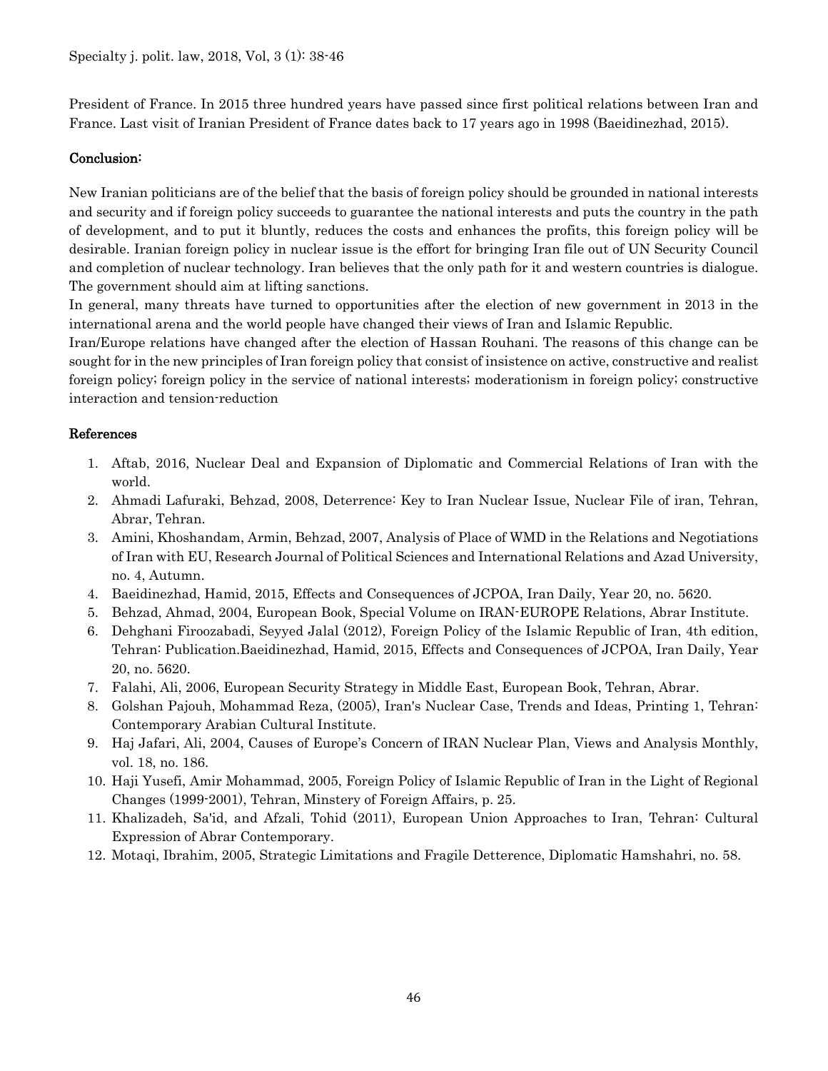President of France. In 2015 three hundred years have passed since first political relations between Iran and France. Last visit of Iranian President of France dates back to 17 years ago in 1998 (Baeidinezhad, 2015).

## Conclusion:

New Iranian politicians are of the belief that the basis of foreign policy should be grounded in national interests and security and if foreign policy succeeds to guarantee the national interests and puts the country in the path of development, and to put it bluntly, reduces the costs and enhances the profits, this foreign policy will be desirable. Iranian foreign policy in nuclear issue is the effort for bringing Iran file out of UN Security Council and completion of nuclear technology. Iran believes that the only path for it and western countries is dialogue. The government should aim at lifting sanctions.

In general, many threats have turned to opportunities after the election of new government in 2013 in the international arena and the world people have changed their views of Iran and Islamic Republic.

Iran/Europe relations have changed after the election of Hassan Rouhani. The reasons of this change can be sought for in the new principles of Iran foreign policy that consist of insistence on active, constructive and realist foreign policy; foreign policy in the service of national interests; moderationism in foreign policy; constructive interaction and tension-reduction

## References

1. Aftab, 2016, Nuclear Deal and Expansion of Diplomatic and Commercial Relations of Iran with the world.
2. Ahmadi Lafuraki, Behzad, 2008, Deterrence: Key to Iran Nuclear Issue, Nuclear File of iran, Tehran, Abrar, Tehran.
3. Amini, Khoshandam, Armin, Behzad, 2007, Analysis of Place of WMD in the Relations and Negotiations of Iran with EU, Research Journal of Political Sciences and International Relations and Azad University, no. 4, Autumn.
4. Baeidinezhad, Hamid, 2015, Effects and Consequences of JCPOA, Iran Daily, Year 20, no. 5620.
5. Behzad, Ahmad, 2004, European Book, Special Volume on IRAN-EUROPE Relations, Abrar Institute.
6. Dehghani Firoozabadi, Seyyed Jalal (2012), Foreign Policy of the Islamic Republic of Iran, 4th edition, Tehran: Publication.Baeidinezhad, Hamid, 2015, Effects and Consequences of JCPOA, Iran Daily, Year 20, no. 5620.
7. Falahi, Ali, 2006, European Security Strategy in Middle East, European Book, Tehran, Abrar.
8. Golshan Pajouh, Mohammad Reza, (2005), Iran's Nuclear Case, Trends and Ideas, Printing 1, Tehran: Contemporary Arabian Cultural Institute.
9. Haj Jafari, Ali, 2004, Causes of Europe's Concern of IRAN Nuclear Plan, Views and Analysis Monthly, vol. 18, no. 186.
10. Haji Yusefi, Amir Mohammad, 2005, Foreign Policy of Islamic Republic of Iran in the Light of Regional Changes (1999-2001), Tehran, Minstery of Foreign Affairs, p. 25.
11. Khalizadeh, Sa'id, and Afzali, Tohid (2011), European Union Approaches to Iran, Tehran: Cultural Expression of Abrar Contemporary.
12. Motaqi, Ibrahim, 2005, Strategic Limitations and Fragile Detterence, Diplomatic Hamshahri, no. 58.